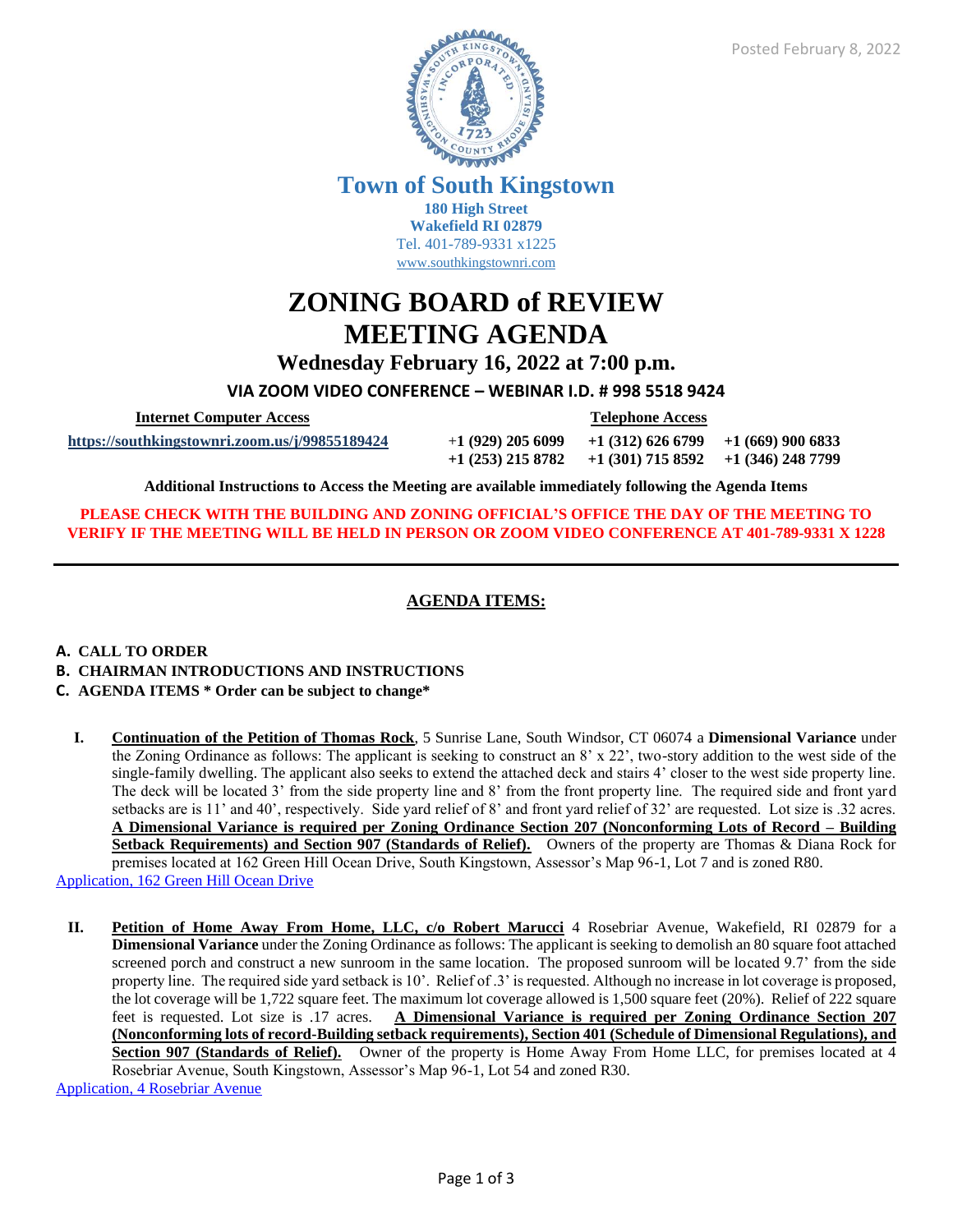Posted February 8, 2022

# Town of South Kingstown

**180 High Street**
**Wakefield RI 02879**
Tel. 401-789-9331 x1225
www.southkingstownri.com

# ZONING BOARD of REVIEW MEETING AGENDA

## Wednesday February 16, 2022 at 7:00 p.m.

**VIA ZOOM VIDEO CONFERENCE – WEBINAR I.D. # 998 5518 9424**

| Internet Computer Access | Telephone Access | | |
|---|---|---|---|
| https://southkingstownri.zoom.us/j/99855189424 | +1 (929) 205 6099 | +1 (312) 626 6799 | +1 (669) 900 6833 |
| | +1 (253) 215 8782 | +1 (301) 715 8592 | +1 (346) 248 7799 |

**Additional Instructions to Access the Meeting are available immediately following the Agenda Items**

**PLEASE CHECK WITH THE BUILDING AND ZONING OFFICIAL'S OFFICE THE DAY OF THE MEETING TO VERIFY IF THE MEETING WILL BE HELD IN PERSON OR ZOOM VIDEO CONFERENCE AT 401-789-9331 X 1228**

---

## AGENDA ITEMS:

**A. CALL TO ORDER**
**B. CHAIRMAN INTRODUCTIONS AND INSTRUCTIONS**
**C. AGENDA ITEMS * Order can be subject to change***

**I.** **Continuation of the Petition of Thomas Rock**, 5 Sunrise Lane, South Windsor, CT 06074 a **Dimensional Variance** under the Zoning Ordinance as follows: The applicant is seeking to construct an 8' x 22', two-story addition to the west side of the single-family dwelling. The applicant also seeks to extend the attached deck and stairs 4' closer to the west side property line. The deck will be located 3' from the side property line and 8' from the front property line. The required side and front yard setbacks are is 11' and 40', respectively. Side yard relief of 8' and front yard relief of 32' are requested. Lot size is .32 acres. **A Dimensional Variance is required per Zoning Ordinance Section 207 (Nonconforming Lots of Record – Building Setback Requirements) and Section 907 (Standards of Relief).** Owners of the property are Thomas & Diana Rock for premises located at 162 Green Hill Ocean Drive, South Kingstown, Assessor's Map 96-1, Lot 7 and is zoned R80.

Application, 162 Green Hill Ocean Drive

**II.** **Petition of Home Away From Home, LLC, c/o Robert Marucci** 4 Rosebriar Avenue, Wakefield, RI 02879 for a **Dimensional Variance** under the Zoning Ordinance as follows: The applicant is seeking to demolish an 80 square foot attached screened porch and construct a new sunroom in the same location. The proposed sunroom will be located 9.7' from the side property line. The required side yard setback is 10'. Relief of .3' is requested. Although no increase in lot coverage is proposed, the lot coverage will be 1,722 square feet. The maximum lot coverage allowed is 1,500 square feet (20%). Relief of 222 square feet is requested. Lot size is .17 acres. **A Dimensional Variance is required per Zoning Ordinance Section 207 (Nonconforming lots of record-Building setback requirements), Section 401 (Schedule of Dimensional Regulations), and Section 907 (Standards of Relief).** Owner of the property is Home Away From Home LLC, for premises located at 4 Rosebriar Avenue, South Kingstown, Assessor's Map 96-1, Lot 54 and zoned R30.

Application, 4 Rosebriar Avenue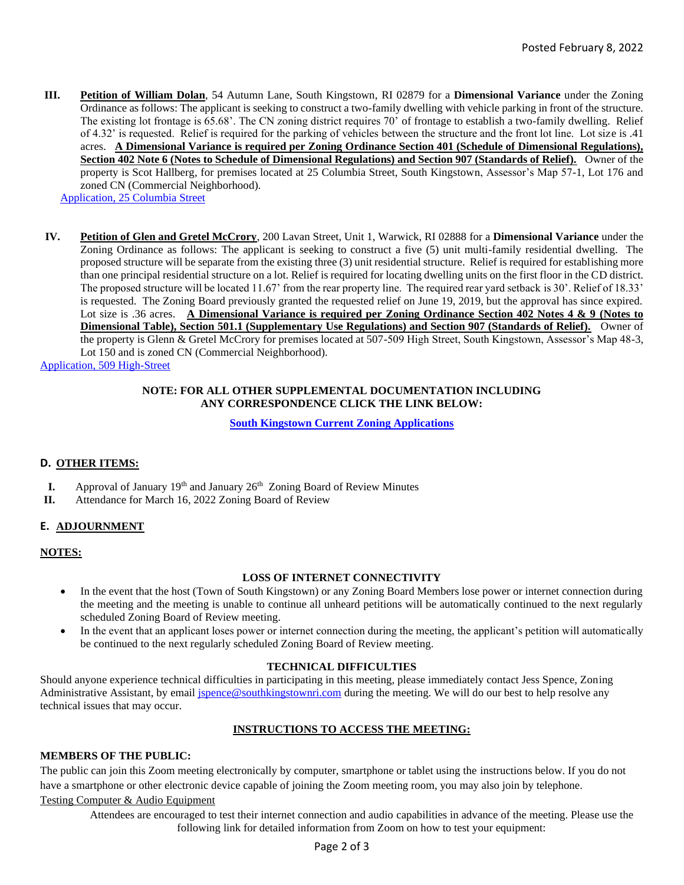Posted February 8, 2022

**III.** **Petition of William Dolan**, 54 Autumn Lane, South Kingstown, RI 02879 for a **Dimensional Variance** under the Zoning Ordinance as follows: The applicant is seeking to construct a two-family dwelling with vehicle parking in front of the structure. The existing lot frontage is 65.68'. The CN zoning district requires 70' of frontage to establish a two-family dwelling. Relief of 4.32' is requested. Relief is required for the parking of vehicles between the structure and the front lot line. Lot size is .41 acres. **A Dimensional Variance is required per Zoning Ordinance Section 401 (Schedule of Dimensional Regulations), Section 402 Note 6 (Notes to Schedule of Dimensional Regulations) and Section 907 (Standards of Relief).** Owner of the property is Scot Hallberg, for premises located at 25 Columbia Street, South Kingstown, Assessor's Map 57-1, Lot 176 and zoned CN (Commercial Neighborhood).

Application, 25 Columbia Street

**IV.** **Petition of Glen and Gretel McCrory**, 200 Lavan Street, Unit 1, Warwick, RI 02888 for a **Dimensional Variance** under the Zoning Ordinance as follows: The applicant is seeking to construct a five (5) unit multi-family residential dwelling. The proposed structure will be separate from the existing three (3) unit residential structure. Relief is required for establishing more than one principal residential structure on a lot. Relief is required for locating dwelling units on the first floor in the CD district. The proposed structure will be located 11.67' from the rear property line. The required rear yard setback is 30'. Relief of 18.33' is requested. The Zoning Board previously granted the requested relief on June 19, 2019, but the approval has since expired. Lot size is .36 acres. **A Dimensional Variance is required per Zoning Ordinance Section 402 Notes 4 & 9 (Notes to Dimensional Table), Section 501.1 (Supplementary Use Regulations) and Section 907 (Standards of Relief).** Owner of the property is Glenn & Gretel McCrory for premises located at 507-509 High Street, South Kingstown, Assessor's Map 48-3, Lot 150 and is zoned CN (Commercial Neighborhood).

Application, 509 High-Street

**NOTE: FOR ALL OTHER SUPPLEMENTAL DOCUMENTATION INCLUDING ANY CORRESPONDENCE CLICK THE LINK BELOW:**

**South Kingstown Current Zoning Applications**

## D. OTHER ITEMS:

**I.** Approval of January 19th and January 26th Zoning Board of Review Minutes

**II.** Attendance for March 16, 2022 Zoning Board of Review

## E. ADJOURNMENT

**NOTES:**

**LOSS OF INTERNET CONNECTIVITY**

- In the event that the host (Town of South Kingstown) or any Zoning Board Members lose power or internet connection during the meeting and the meeting is unable to continue all unheard petitions will be automatically continued to the next regularly scheduled Zoning Board of Review meeting.
- In the event that an applicant loses power or internet connection during the meeting, the applicant's petition will automatically be continued to the next regularly scheduled Zoning Board of Review meeting.

**TECHNICAL DIFFICULTIES**

Should anyone experience technical difficulties in participating in this meeting, please immediately contact Jess Spence, Zoning Administrative Assistant, by email jspence@southkingstownri.com during the meeting. We will do our best to help resolve any technical issues that may occur.

**INSTRUCTIONS TO ACCESS THE MEETING:**

**MEMBERS OF THE PUBLIC:**

The public can join this Zoom meeting electronically by computer, smartphone or tablet using the instructions below. If you do not have a smartphone or other electronic device capable of joining the Zoom meeting room, you may also join by telephone.

Testing Computer & Audio Equipment

Attendees are encouraged to test their internet connection and audio capabilities in advance of the meeting. Please use the following link for detailed information from Zoom on how to test your equipment: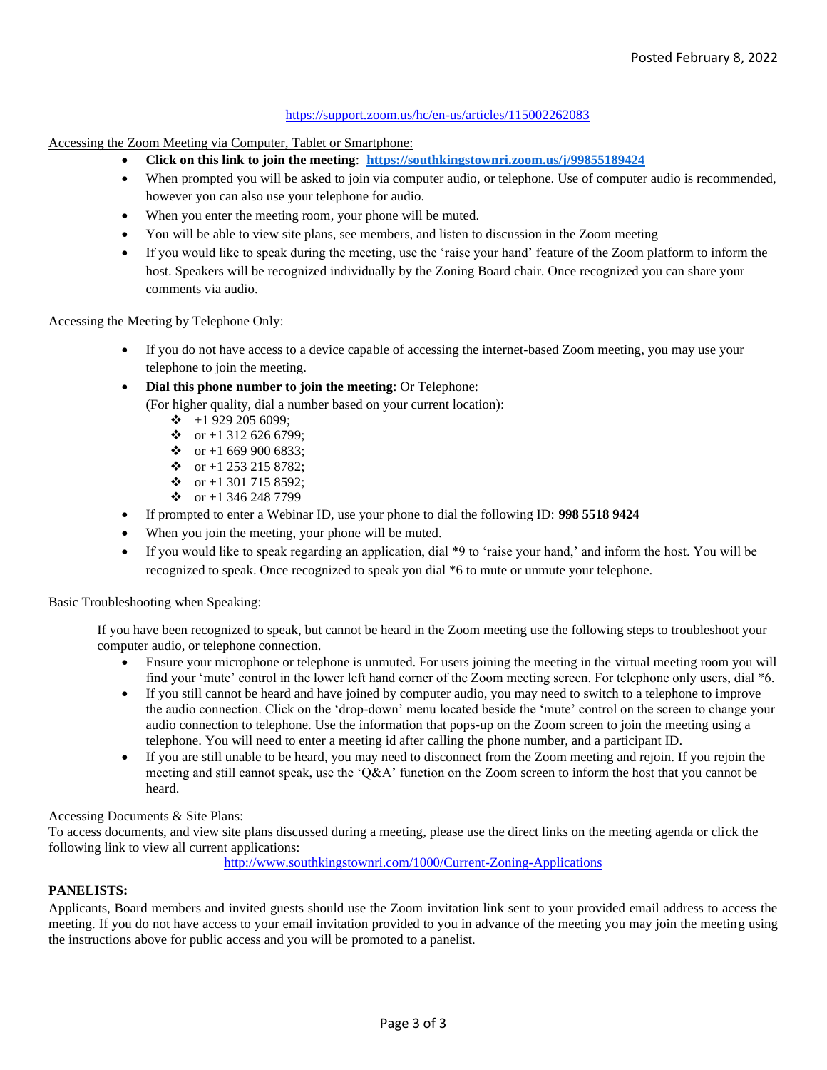Posted February 8, 2022

https://support.zoom.us/hc/en-us/articles/115002262083

Accessing the Zoom Meeting via Computer, Tablet or Smartphone:

- **Click on this link to join the meeting**: **https://southkingstownri.zoom.us/j/99855189424**
- When prompted you will be asked to join via computer audio, or telephone. Use of computer audio is recommended, however you can also use your telephone for audio.
- When you enter the meeting room, your phone will be muted.
- You will be able to view site plans, see members, and listen to discussion in the Zoom meeting
- If you would like to speak during the meeting, use the 'raise your hand' feature of the Zoom platform to inform the host. Speakers will be recognized individually by the Zoning Board chair. Once recognized you can share your comments via audio.

Accessing the Meeting by Telephone Only:

- If you do not have access to a device capable of accessing the internet-based Zoom meeting, you may use your telephone to join the meeting.
- **Dial this phone number to join the meeting**: Or Telephone:
  (For higher quality, dial a number based on your current location):
  - +1 929 205 6099;
  - or +1 312 626 6799;
  - or +1 669 900 6833;
  - or +1 253 215 8782;
  - or +1 301 715 8592;
  - or +1 346 248 7799
- If prompted to enter a Webinar ID, use your phone to dial the following ID: **998 5518 9424**
- When you join the meeting, your phone will be muted.
- If you would like to speak regarding an application, dial *9 to 'raise your hand,' and inform the host. You will be recognized to speak. Once recognized to speak you dial *6 to mute or unmute your telephone.

Basic Troubleshooting when Speaking:

If you have been recognized to speak, but cannot be heard in the Zoom meeting use the following steps to troubleshoot your computer audio, or telephone connection.

- Ensure your microphone or telephone is unmuted. For users joining the meeting in the virtual meeting room you will find your 'mute' control in the lower left hand corner of the Zoom meeting screen. For telephone only users, dial *6.
- If you still cannot be heard and have joined by computer audio, you may need to switch to a telephone to improve the audio connection. Click on the 'drop-down' menu located beside the 'mute' control on the screen to change your audio connection to telephone. Use the information that pops-up on the Zoom screen to join the meeting using a telephone. You will need to enter a meeting id after calling the phone number, and a participant ID.
- If you are still unable to be heard, you may need to disconnect from the Zoom meeting and rejoin. If you rejoin the meeting and still cannot speak, use the 'Q&A' function on the Zoom screen to inform the host that you cannot be heard.

Accessing Documents & Site Plans:

To access documents, and view site plans discussed during a meeting, please use the direct links on the meeting agenda or click the following link to view all current applications:

http://www.southkingstownri.com/1000/Current-Zoning-Applications

**PANELISTS:**

Applicants, Board members and invited guests should use the Zoom invitation link sent to your provided email address to access the meeting. If you do not have access to your email invitation provided to you in advance of the meeting you may join the meeting using the instructions above for public access and you will be promoted to a panelist.